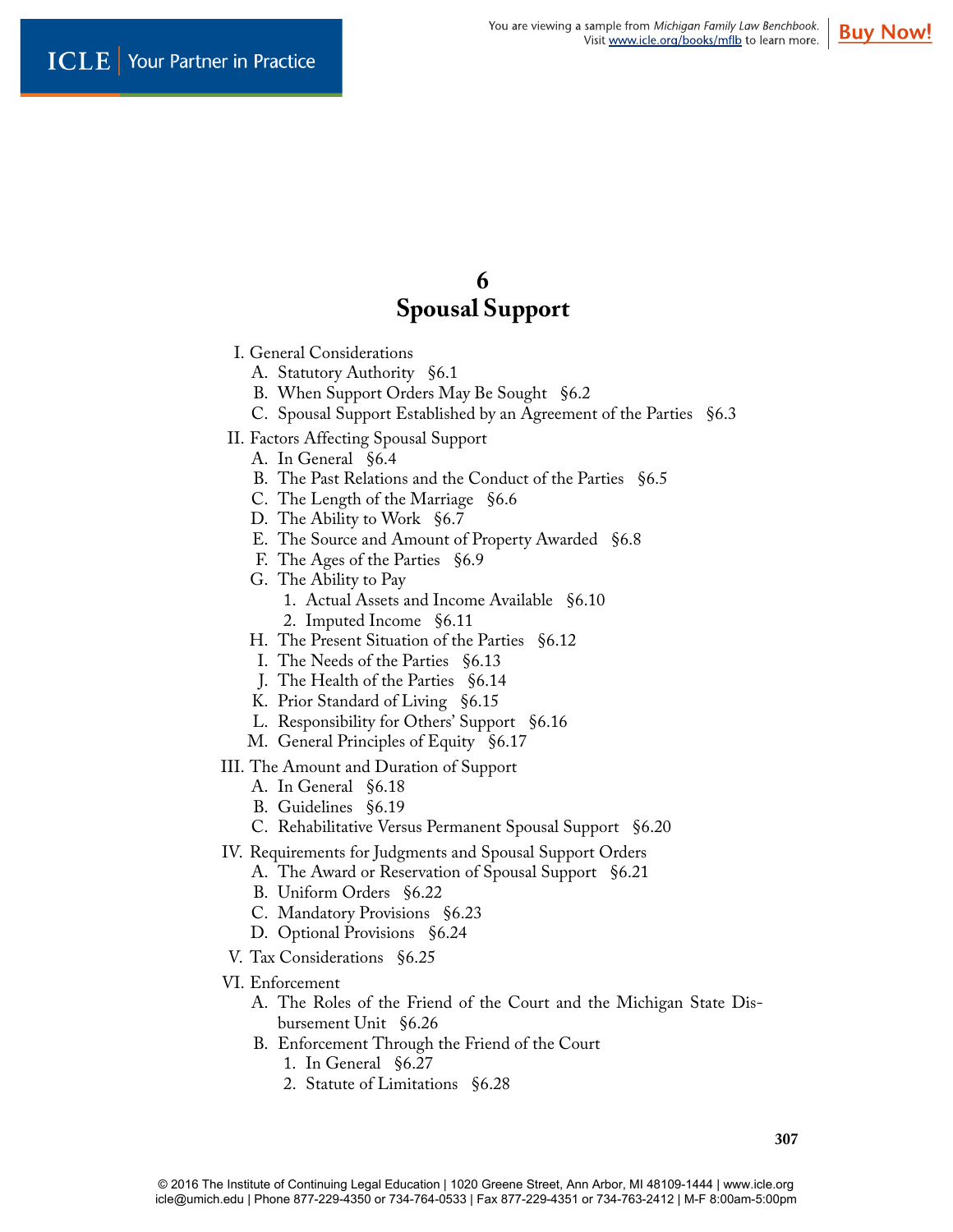# 6
# Spousal Support

I. General Considerations
- A. Statutory Authority §6.1
- B. When Support Orders May Be Sought §6.2
- C. Spousal Support Established by an Agreement of the Parties §6.3

II. Factors Affecting Spousal Support
- A. In General §6.4
- B. The Past Relations and the Conduct of the Parties §6.5
- C. The Length of the Marriage §6.6
- D. The Ability to Work §6.7
- E. The Source and Amount of Property Awarded §6.8
- F. The Ages of the Parties §6.9
- G. The Ability to Pay
  1. Actual Assets and Income Available §6.10
  2. Imputed Income §6.11
- H. The Present Situation of the Parties §6.12
- I. The Needs of the Parties §6.13
- J. The Health of the Parties §6.14
- K. Prior Standard of Living §6.15
- L. Responsibility for Others' Support §6.16
- M. General Principles of Equity §6.17

III. The Amount and Duration of Support
- A. In General §6.18
- B. Guidelines §6.19
- C. Rehabilitative Versus Permanent Spousal Support §6.20

IV. Requirements for Judgments and Spousal Support Orders
- A. The Award or Reservation of Spousal Support §6.21
- B. Uniform Orders §6.22
- C. Mandatory Provisions §6.23
- D. Optional Provisions §6.24

V. Tax Considerations §6.25

VI. Enforcement
- A. The Roles of the Friend of the Court and the Michigan State Disbursement Unit §6.26
- B. Enforcement Through the Friend of the Court
  1. In General §6.27
  2. Statute of Limitations §6.28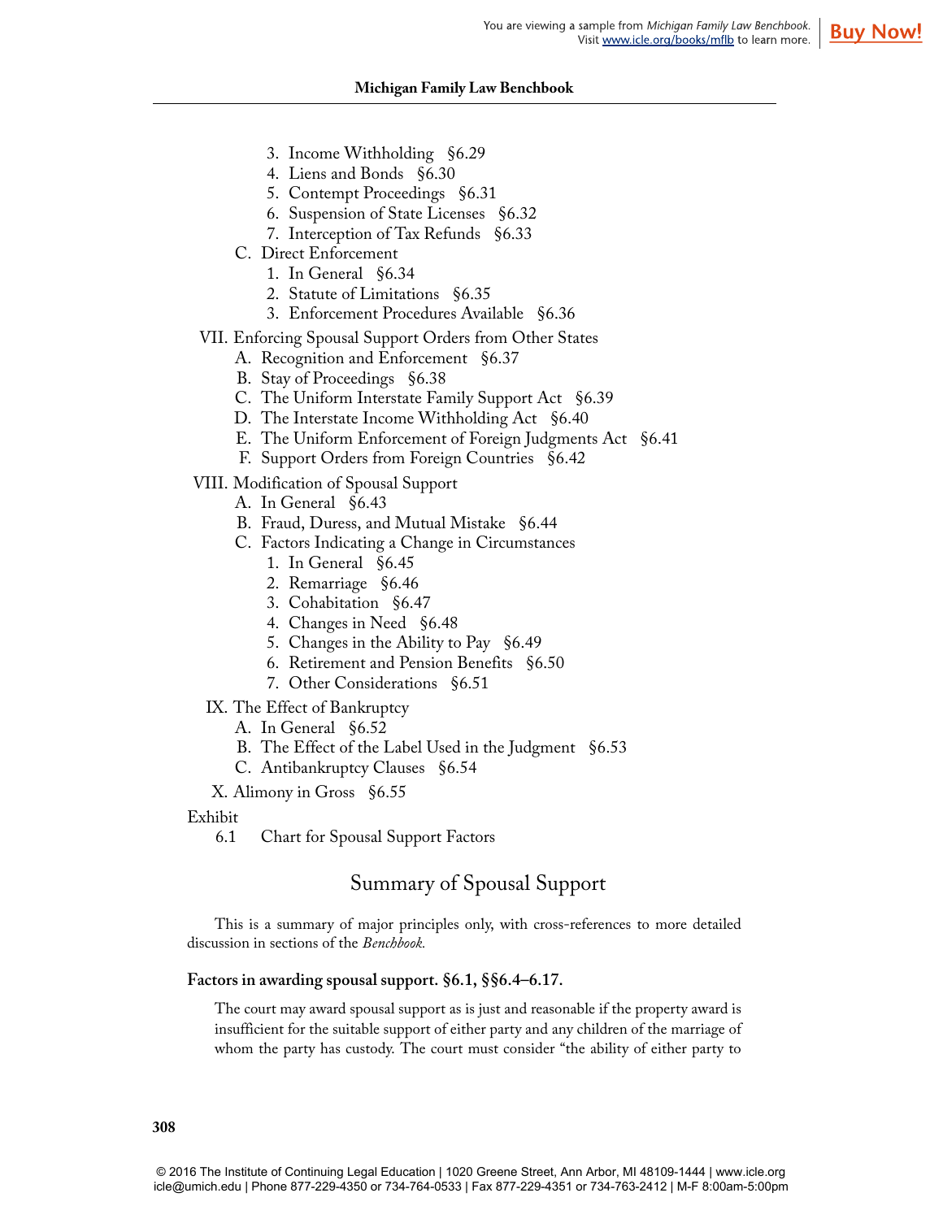3. Income Withholding §6.29
4. Liens and Bonds §6.30
5. Contempt Proceedings §6.31
6. Suspension of State Licenses §6.32
7. Interception of Tax Refunds §6.33

C. Direct Enforcement

1. In General §6.34
2. Statute of Limitations §6.35
3. Enforcement Procedures Available §6.36

VII. Enforcing Spousal Support Orders from Other States

A. Recognition and Enforcement §6.37

B. Stay of Proceedings §6.38

C. The Uniform Interstate Family Support Act §6.39

D. The Interstate Income Withholding Act §6.40

E. The Uniform Enforcement of Foreign Judgments Act §6.41

F. Support Orders from Foreign Countries §6.42

VIII. Modification of Spousal Support

A. In General §6.43

B. Fraud, Duress, and Mutual Mistake §6.44

C. Factors Indicating a Change in Circumstances

1. In General §6.45
2. Remarriage §6.46
3. Cohabitation §6.47
4. Changes in Need §6.48
5. Changes in the Ability to Pay §6.49
6. Retirement and Pension Benefits §6.50
7. Other Considerations §6.51

IX. The Effect of Bankruptcy

A. In General §6.52

B. The Effect of the Label Used in the Judgment §6.53

C. Antibankruptcy Clauses §6.54

X. Alimony in Gross §6.55

Exhibit

6.1 Chart for Spousal Support Factors

## Summary of Spousal Support

This is a summary of major principles only, with cross-references to more detailed discussion in sections of the *Benchbook.*

**Factors in awarding spousal support. §6.1, §§6.4–6.17.**

The court may award spousal support as is just and reasonable if the property award is insufficient for the suitable support of either party and any children of the marriage of whom the party has custody. The court must consider "the ability of either party to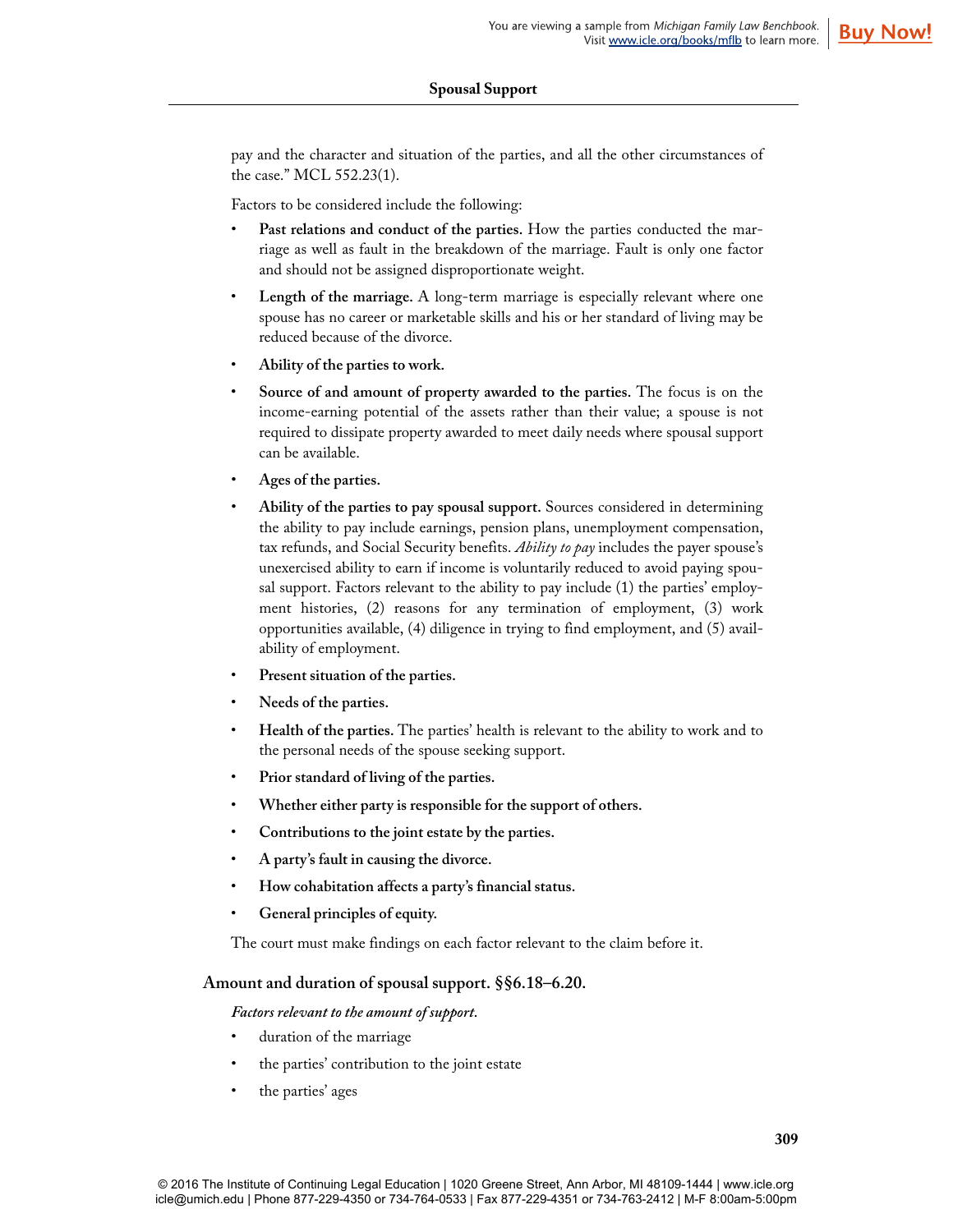pay and the character and situation of the parties, and all the other circumstances of the case." MCL 552.23(1).

Factors to be considered include the following:

- **Past relations and conduct of the parties.** How the parties conducted the marriage as well as fault in the breakdown of the marriage. Fault is only one factor and should not be assigned disproportionate weight.
- **Length of the marriage.** A long-term marriage is especially relevant where one spouse has no career or marketable skills and his or her standard of living may be reduced because of the divorce.
- **Ability of the parties to work.**
- **Source of and amount of property awarded to the parties.** The focus is on the income-earning potential of the assets rather than their value; a spouse is not required to dissipate property awarded to meet daily needs where spousal support can be available.
- **Ages of the parties.**
- **Ability of the parties to pay spousal support.** Sources considered in determining the ability to pay include earnings, pension plans, unemployment compensation, tax refunds, and Social Security benefits. *Ability to pay* includes the payer spouse's unexercised ability to earn if income is voluntarily reduced to avoid paying spousal support. Factors relevant to the ability to pay include (1) the parties' employment histories, (2) reasons for any termination of employment, (3) work opportunities available, (4) diligence in trying to find employment, and (5) availability of employment.
- **Present situation of the parties.**
- **Needs of the parties.**
- **Health of the parties.** The parties' health is relevant to the ability to work and to the personal needs of the spouse seeking support.
- **Prior standard of living of the parties.**
- **Whether either party is responsible for the support of others.**
- **Contributions to the joint estate by the parties.**
- **A party's fault in causing the divorce.**
- **How cohabitation affects a party's financial status.**
- **General principles of equity.**

The court must make findings on each factor relevant to the claim before it.

### Amount and duration of spousal support. §§6.18–6.20.

***Factors relevant to the amount of support.***

- duration of the marriage
- the parties' contribution to the joint estate
- the parties' ages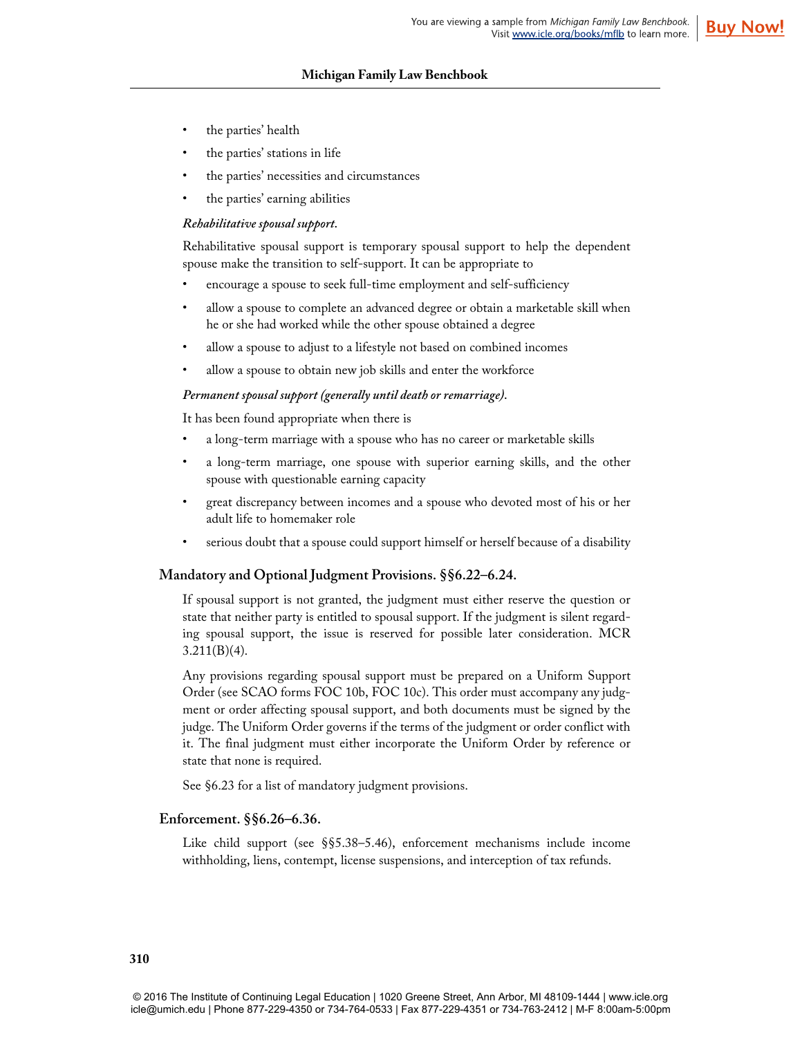- the parties' health
- the parties' stations in life
- the parties' necessities and circumstances
- the parties' earning abilities

*Rehabilitative spousal support.*

Rehabilitative spousal support is temporary spousal support to help the dependent spouse make the transition to self-support. It can be appropriate to

- encourage a spouse to seek full-time employment and self-sufficiency
- allow a spouse to complete an advanced degree or obtain a marketable skill when he or she had worked while the other spouse obtained a degree
- allow a spouse to adjust to a lifestyle not based on combined incomes
- allow a spouse to obtain new job skills and enter the workforce

*Permanent spousal support (generally until death or remarriage).*

It has been found appropriate when there is

- a long-term marriage with a spouse who has no career or marketable skills
- a long-term marriage, one spouse with superior earning skills, and the other spouse with questionable earning capacity
- great discrepancy between incomes and a spouse who devoted most of his or her adult life to homemaker role
- serious doubt that a spouse could support himself or herself because of a disability

## Mandatory and Optional Judgment Provisions. §§6.22–6.24.

If spousal support is not granted, the judgment must either reserve the question or state that neither party is entitled to spousal support. If the judgment is silent regarding spousal support, the issue is reserved for possible later consideration. MCR 3.211(B)(4).

Any provisions regarding spousal support must be prepared on a Uniform Support Order (see SCAO forms FOC 10b, FOC 10c). This order must accompany any judgment or order affecting spousal support, and both documents must be signed by the judge. The Uniform Order governs if the terms of the judgment or order conflict with it. The final judgment must either incorporate the Uniform Order by reference or state that none is required.

See §6.23 for a list of mandatory judgment provisions.

## Enforcement. §§6.26–6.36.

Like child support (see §§5.38–5.46), enforcement mechanisms include income withholding, liens, contempt, license suspensions, and interception of tax refunds.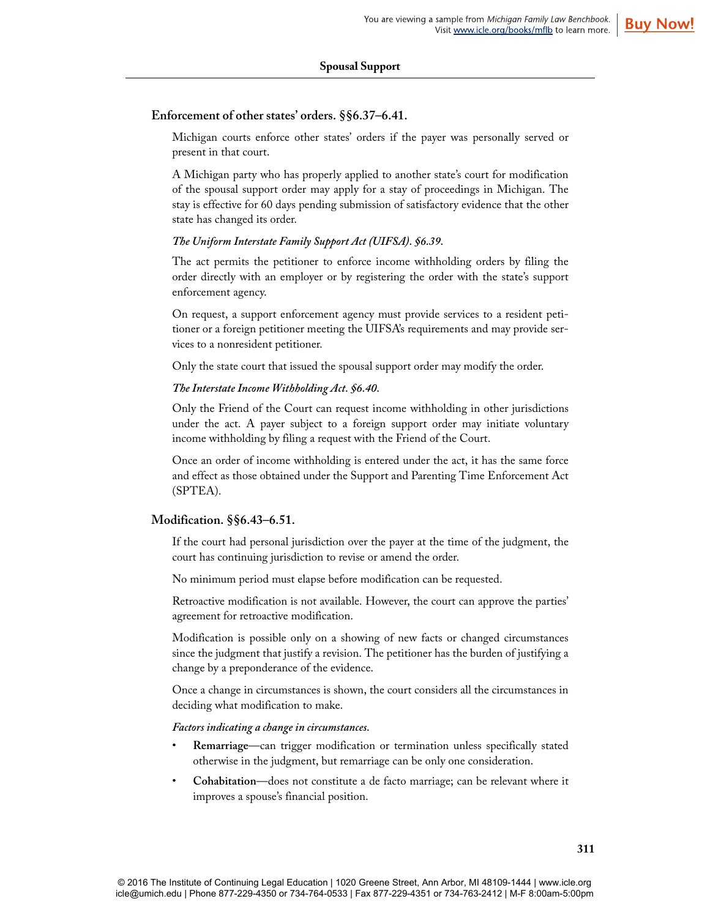## Enforcement of other states' orders. §§6.37–6.41.

Michigan courts enforce other states' orders if the payer was personally served or present in that court.

A Michigan party who has properly applied to another state's court for modification of the spousal support order may apply for a stay of proceedings in Michigan. The stay is effective for 60 days pending submission of satisfactory evidence that the other state has changed its order.

***The Uniform Interstate Family Support Act (UIFSA). §6.39.***

The act permits the petitioner to enforce income withholding orders by filing the order directly with an employer or by registering the order with the state's support enforcement agency.

On request, a support enforcement agency must provide services to a resident petitioner or a foreign petitioner meeting the UIFSA's requirements and may provide services to a nonresident petitioner.

Only the state court that issued the spousal support order may modify the order.

***The Interstate Income Withholding Act. §6.40.***

Only the Friend of the Court can request income withholding in other jurisdictions under the act. A payer subject to a foreign support order may initiate voluntary income withholding by filing a request with the Friend of the Court.

Once an order of income withholding is entered under the act, it has the same force and effect as those obtained under the Support and Parenting Time Enforcement Act (SPTEA).

## Modification. §§6.43–6.51.

If the court had personal jurisdiction over the payer at the time of the judgment, the court has continuing jurisdiction to revise or amend the order.

No minimum period must elapse before modification can be requested.

Retroactive modification is not available. However, the court can approve the parties' agreement for retroactive modification.

Modification is possible only on a showing of new facts or changed circumstances since the judgment that justify a revision. The petitioner has the burden of justifying a change by a preponderance of the evidence.

Once a change in circumstances is shown, the court considers all the circumstances in deciding what modification to make.

***Factors indicating a change in circumstances.***

- **Remarriage**—can trigger modification or termination unless specifically stated otherwise in the judgment, but remarriage can be only one consideration.
- **Cohabitation**—does not constitute a de facto marriage; can be relevant where it improves a spouse's financial position.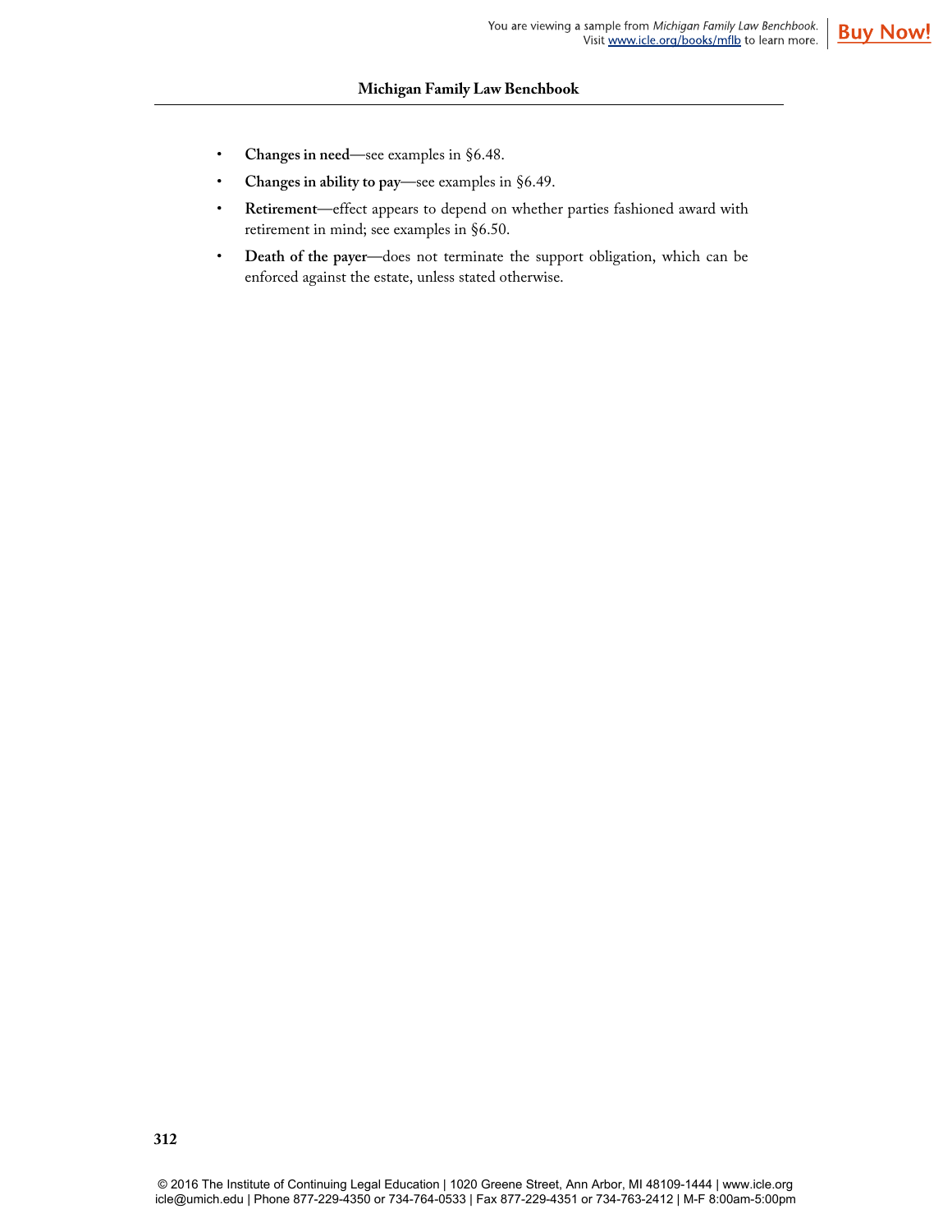- **Changes in need**—see examples in §6.48.
- **Changes in ability to pay**—see examples in §6.49.
- **Retirement**—effect appears to depend on whether parties fashioned award with retirement in mind; see examples in §6.50.
- **Death of the payer**—does not terminate the support obligation, which can be enforced against the estate, unless stated otherwise.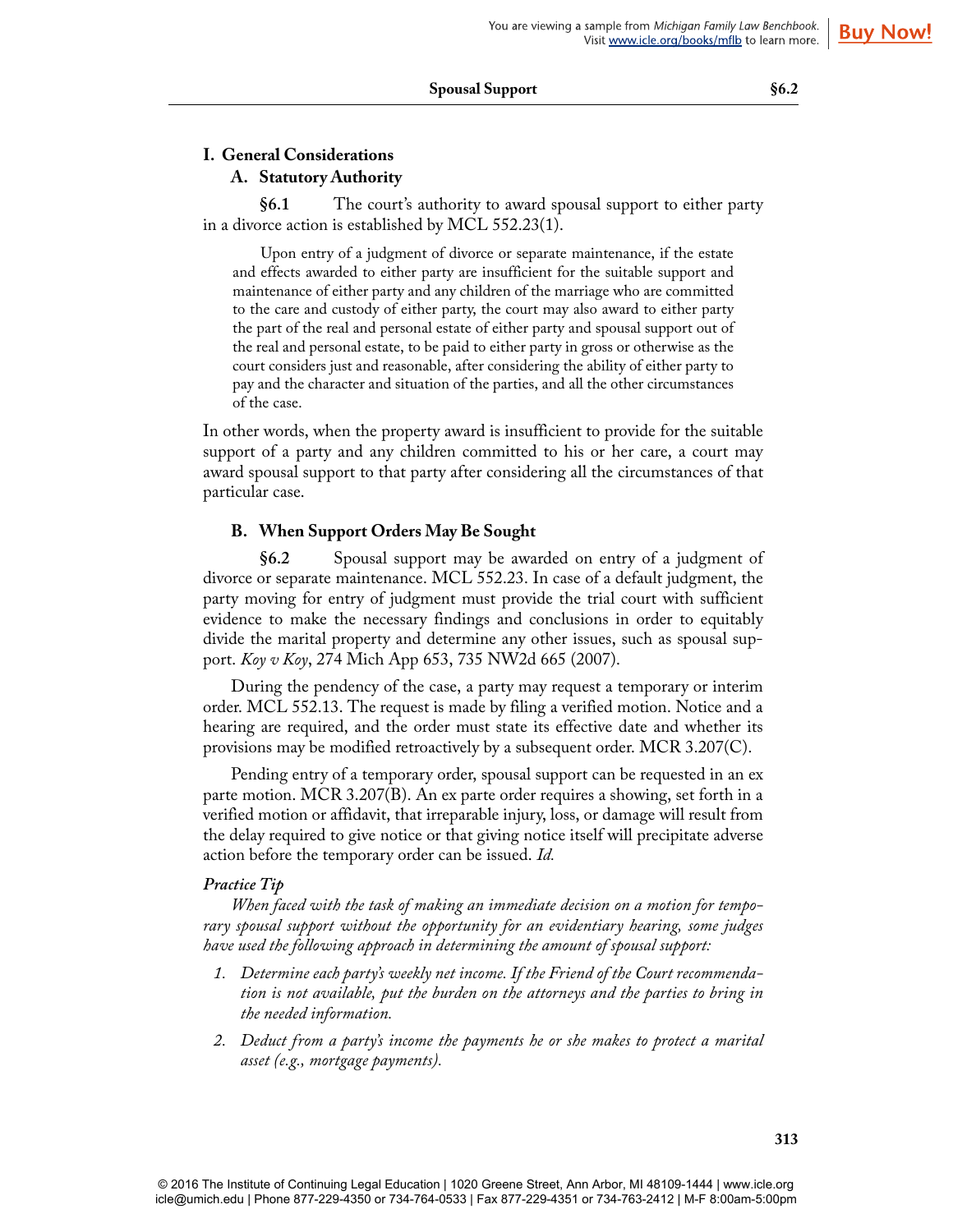# I. General Considerations

## A. Statutory Authority

**§6.1** The court's authority to award spousal support to either party in a divorce action is established by MCL 552.23(1).

> Upon entry of a judgment of divorce or separate maintenance, if the estate and effects awarded to either party are insufficient for the suitable support and maintenance of either party and any children of the marriage who are committed to the care and custody of either party, the court may also award to either party the part of the real and personal estate of either party and spousal support out of the real and personal estate, to be paid to either party in gross or otherwise as the court considers just and reasonable, after considering the ability of either party to pay and the character and situation of the parties, and all the other circumstances of the case.

In other words, when the property award is insufficient to provide for the suitable support of a party and any children committed to his or her care, a court may award spousal support to that party after considering all the circumstances of that particular case.

## B. When Support Orders May Be Sought

**§6.2** Spousal support may be awarded on entry of a judgment of divorce or separate maintenance. MCL 552.23. In case of a default judgment, the party moving for entry of judgment must provide the trial court with sufficient evidence to make the necessary findings and conclusions in order to equitably divide the marital property and determine any other issues, such as spousal support. *Koy v Koy*, 274 Mich App 653, 735 NW2d 665 (2007).

During the pendency of the case, a party may request a temporary or interim order. MCL 552.13. The request is made by filing a verified motion. Notice and a hearing are required, and the order must state its effective date and whether its provisions may be modified retroactively by a subsequent order. MCR 3.207(C).

Pending entry of a temporary order, spousal support can be requested in an ex parte motion. MCR 3.207(B). An ex parte order requires a showing, set forth in a verified motion or affidavit, that irreparable injury, loss, or damage will result from the delay required to give notice or that giving notice itself will precipitate adverse action before the temporary order can be issued. *Id.*

***Practice Tip***

*When faced with the task of making an immediate decision on a motion for temporary spousal support without the opportunity for an evidentiary hearing, some judges have used the following approach in determining the amount of spousal support:*

1. *Determine each party's weekly net income. If the Friend of the Court recommendation is not available, put the burden on the attorneys and the parties to bring in the needed information.*
2. *Deduct from a party's income the payments he or she makes to protect a marital asset (e.g., mortgage payments).*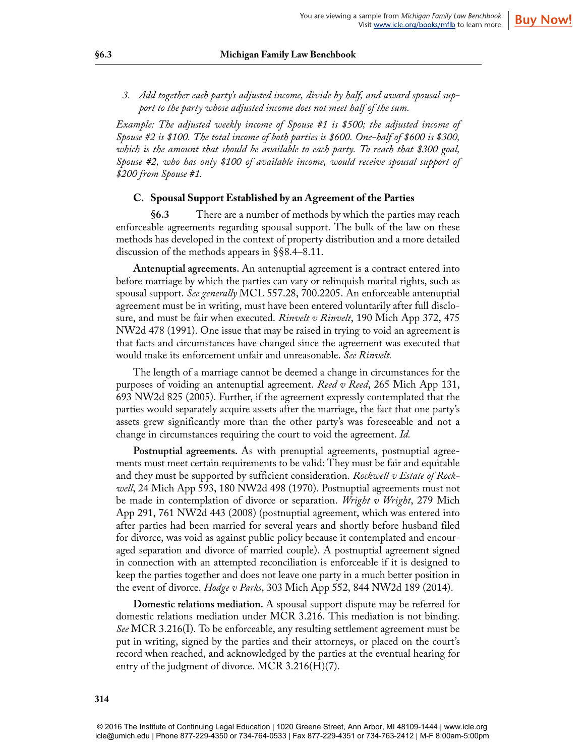3. *Add together each party's adjusted income, divide by half, and award spousal support to the party whose adjusted income does not meet half of the sum.*

*Example: The adjusted weekly income of Spouse #1 is $500; the adjusted income of Spouse #2 is $100. The total income of both parties is $600. One-half of $600 is $300, which is the amount that should be available to each party. To reach that $300 goal, Spouse #2, who has only $100 of available income, would receive spousal support of $200 from Spouse #1.*

### C. Spousal Support Established by an Agreement of the Parties

**§6.3** There are a number of methods by which the parties may reach enforceable agreements regarding spousal support. The bulk of the law on these methods has developed in the context of property distribution and a more detailed discussion of the methods appears in §§8.4–8.11.

**Antenuptial agreements.** An antenuptial agreement is a contract entered into before marriage by which the parties can vary or relinquish marital rights, such as spousal support. *See generally* MCL 557.28, 700.2205. An enforceable antenuptial agreement must be in writing, must have been entered voluntarily after full disclosure, and must be fair when executed. *Rinvelt v Rinvelt*, 190 Mich App 372, 475 NW2d 478 (1991). One issue that may be raised in trying to void an agreement is that facts and circumstances have changed since the agreement was executed that would make its enforcement unfair and unreasonable. *See Rinvelt.*

The length of a marriage cannot be deemed a change in circumstances for the purposes of voiding an antenuptial agreement. *Reed v Reed*, 265 Mich App 131, 693 NW2d 825 (2005). Further, if the agreement expressly contemplated that the parties would separately acquire assets after the marriage, the fact that one party's assets grew significantly more than the other party's was foreseeable and not a change in circumstances requiring the court to void the agreement. *Id.*

**Postnuptial agreements.** As with prenuptial agreements, postnuptial agreements must meet certain requirements to be valid: They must be fair and equitable and they must be supported by sufficient consideration. *Rockwell v Estate of Rockwell*, 24 Mich App 593, 180 NW2d 498 (1970). Postnuptial agreements must not be made in contemplation of divorce or separation. *Wright v Wright*, 279 Mich App 291, 761 NW2d 443 (2008) (postnuptial agreement, which was entered into after parties had been married for several years and shortly before husband filed for divorce, was void as against public policy because it contemplated and encouraged separation and divorce of married couple). A postnuptial agreement signed in connection with an attempted reconciliation is enforceable if it is designed to keep the parties together and does not leave one party in a much better position in the event of divorce. *Hodge v Parks*, 303 Mich App 552, 844 NW2d 189 (2014).

**Domestic relations mediation.** A spousal support dispute may be referred for domestic relations mediation under MCR 3.216. This mediation is not binding. *See* MCR 3.216(I). To be enforceable, any resulting settlement agreement must be put in writing, signed by the parties and their attorneys, or placed on the court's record when reached, and acknowledged by the parties at the eventual hearing for entry of the judgment of divorce. MCR 3.216(H)(7).